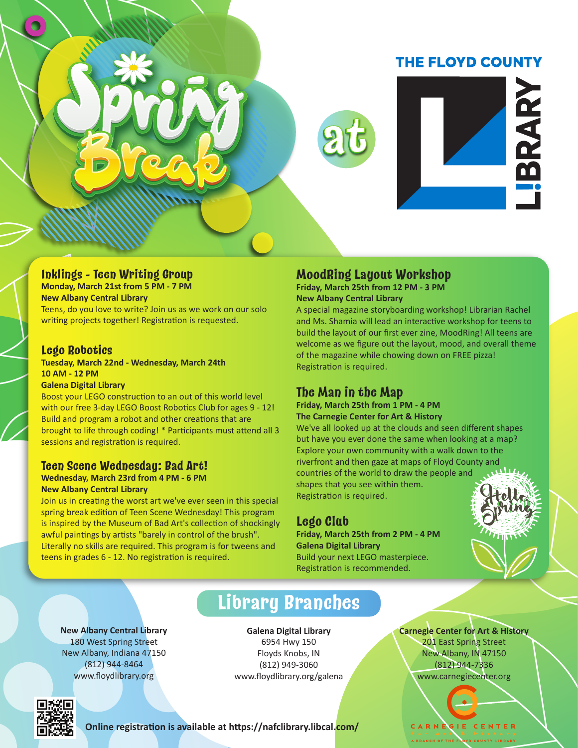# Spring Break at THE FLOYD COUNTY LIBRARY

## Inklings - Teen Writing Group

**Monday, March 21st from 5 PM - 7 PM**
**New Albany Central Library**

Teens, do you love to write? Join us as we work on our solo writing projects together! Registration is requested.

## Lego Robotics

**Tuesday, March 22nd - Wednesday, March 24th**
**10 AM - 12 PM**
**Galena Digital Library**

Boost your LEGO construction to an out of this world level with our free 3-day LEGO Boost Robotics Club for ages 9 - 12! Build and program a robot and other creations that are brought to life through coding! * Participants must attend all 3 sessions and registration is required.

## Teen Scene Wednesday: Bad Art!

**Wednesday, March 23rd from 4 PM - 6 PM**
**New Albany Central Library**

Join us in creating the worst art we've ever seen in this special spring break edition of Teen Scene Wednesday! This program is inspired by the Museum of Bad Art's collection of shockingly awful paintings by artists "barely in control of the brush". Literally no skills are required. This program is for tweens and teens in grades 6 - 12. No registration is required.

## MoodRing Layout Workshop

**Friday, March 25th from 12 PM - 3 PM**
**New Albany Central Library**

A special magazine storyboarding workshop! Librarian Rachel and Ms. Shamia will lead an interactive workshop for teens to build the layout of our first ever zine, MoodRing! All teens are welcome as we figure out the layout, mood, and overall theme of the magazine while chowing down on FREE pizza! Registration is required.

## The Man in the Map

**Friday, March 25th from 1 PM - 4 PM**
**The Carnegie Center for Art & History**

We've all looked up at the clouds and seen different shapes but have you ever done the same when looking at a map? Explore your own community with a walk down to the riverfront and then gaze at maps of Floyd County and countries of the world to draw the people and shapes that you see within them. Registration is required.

## Lego Club

**Friday, March 25th from 2 PM - 4 PM**
**Galena Digital Library**

Build your next LEGO masterpiece. Registration is recommended.

Hello Spring

## Library Branches

**New Albany Central Library**
180 West Spring Street
New Albany, Indiana 47150
(812) 944-8464
www.floydlibrary.org

**Galena Digital Library**
6954 Hwy 150
Floyds Knobs, IN
(812) 949-3060
www.floydlibrary.org/galena

**Carnegie Center for Art & History**
201 East Spring Street
New Albany, IN 47150
(812) 944-7336
www.carnegiecenter.org

**Online registration is available at https://nafclibrary.libcal.com/**

CARNEGIE CENTER for Art & History
A BRANCH OF THE FLOYD COUNTY LIBRARY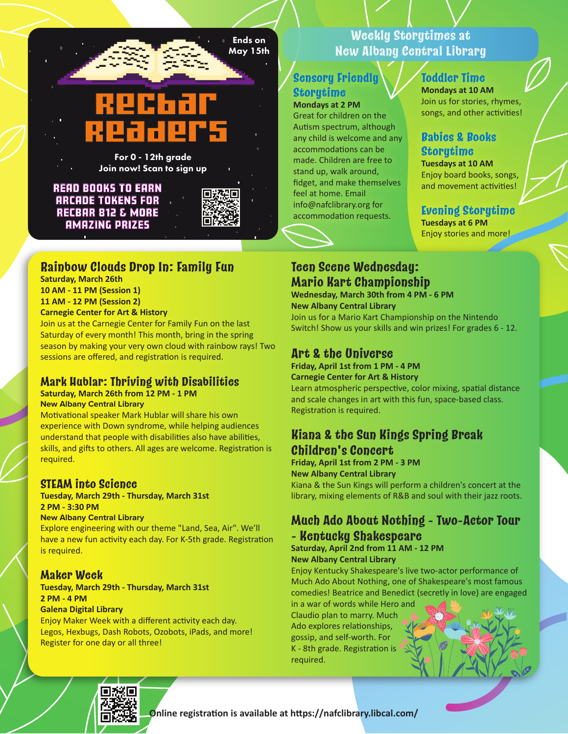# Recbar Readers

Ends on May 15th

For 0 - 12th grade
Join now! Scan to sign up

READ BOOKS TO EARN ARCADE TOKENS FOR RECBAR 812 & MORE AMAZING PRIZES

## Weekly Storytimes at New Albany Central Library

### Sensory Friendly Storytime

**Mondays at 2 PM**
Great for children on the Autism spectrum, although any child is welcome and any accommodations can be made. Children are free to stand up, walk around, fidget, and make themselves feel at home. Email info@nafclibrary.org for accommodation requests.

### Toddler Time

**Mondays at 10 AM**
Join us for stories, rhymes, songs, and other activities!

### Babies & Books Storytime

**Tuesdays at 10 AM**
Enjoy board books, songs, and movement activities!

### Evening Storytime

**Tuesdays at 6 PM**
Enjoy stories and more!

## Rainbow Clouds Drop In: Family Fun

**Saturday, March 26th**
**10 AM - 11 PM (Session 1)**
**11 AM - 12 PM (Session 2)**
**Carnegie Center for Art & History**
Join us at the Carnegie Center for Family Fun on the last Saturday of every month! This month, bring in the spring season by making your very own cloud with rainbow rays! Two sessions are offered, and registration is required.

## Mark Hublar: Thriving with Disabilities

**Saturday, March 26th from 12 PM - 1 PM**
**New Albany Central Library**
Motivational speaker Mark Hublar will share his own experience with Down syndrome, while helping audiences understand that people with disabilities also have abilities, skills, and gifts to others. All ages are welcome. Registration is required.

## STEAM into Science

**Tuesday, March 29th - Thursday, March 31st**
**2 PM - 3:30 PM**
**New Albany Central Library**
Explore engineering with our theme "Land, Sea, Air". We'll have a new fun activity each day. For K-5th grade. Registration is required.

## Maker Week

**Tuesday, March 29th - Thursday, March 31st**
**2 PM - 4 PM**
**Galena Digital Library**
Enjoy Maker Week with a different activity each day. Legos, Hexbugs, Dash Robots, Ozobots, iPads, and more! Register for one day or all three!

## Teen Scene Wednesday: Mario Kart Championship

**Wednesday, March 30th from 4 PM - 6 PM**
**New Albany Central Library**
Join us for a Mario Kart Championship on the Nintendo Switch! Show us your skills and win prizes! For grades 6 - 12.

## Art & the Universe

**Friday, April 1st from 1 PM - 4 PM**
**Carnegie Center for Art & History**
Learn atmospheric perspective, color mixing, spatial distance and scale changes in art with this fun, space-based class. Registration is required.

## Kiana & the Sun Kings Spring Break Children's Concert

**Friday, April 1st from 2 PM - 3 PM**
**New Albany Central Library**
Kiana & the Sun Kings will perform a children's concert at the library, mixing elements of R&B and soul with their jazz roots.

## Much Ado About Nothing - Two-Actor Tour - Kentucky Shakespeare

**Saturday, April 2nd from 11 AM - 12 PM**
**New Albany Central Library**
Enjoy Kentucky Shakespeare's live two-actor performance of Much Ado About Nothing, one of Shakespeare's most famous comedies! Beatrice and Benedict (secretly in love) are engaged in a war of words while Hero and Claudio plan to marry. Much Ado explores relationships, gossip, and self-worth. For K - 8th grade. Registration is required.

**Online registration is available at https://nafclibrary.libcal.com/**